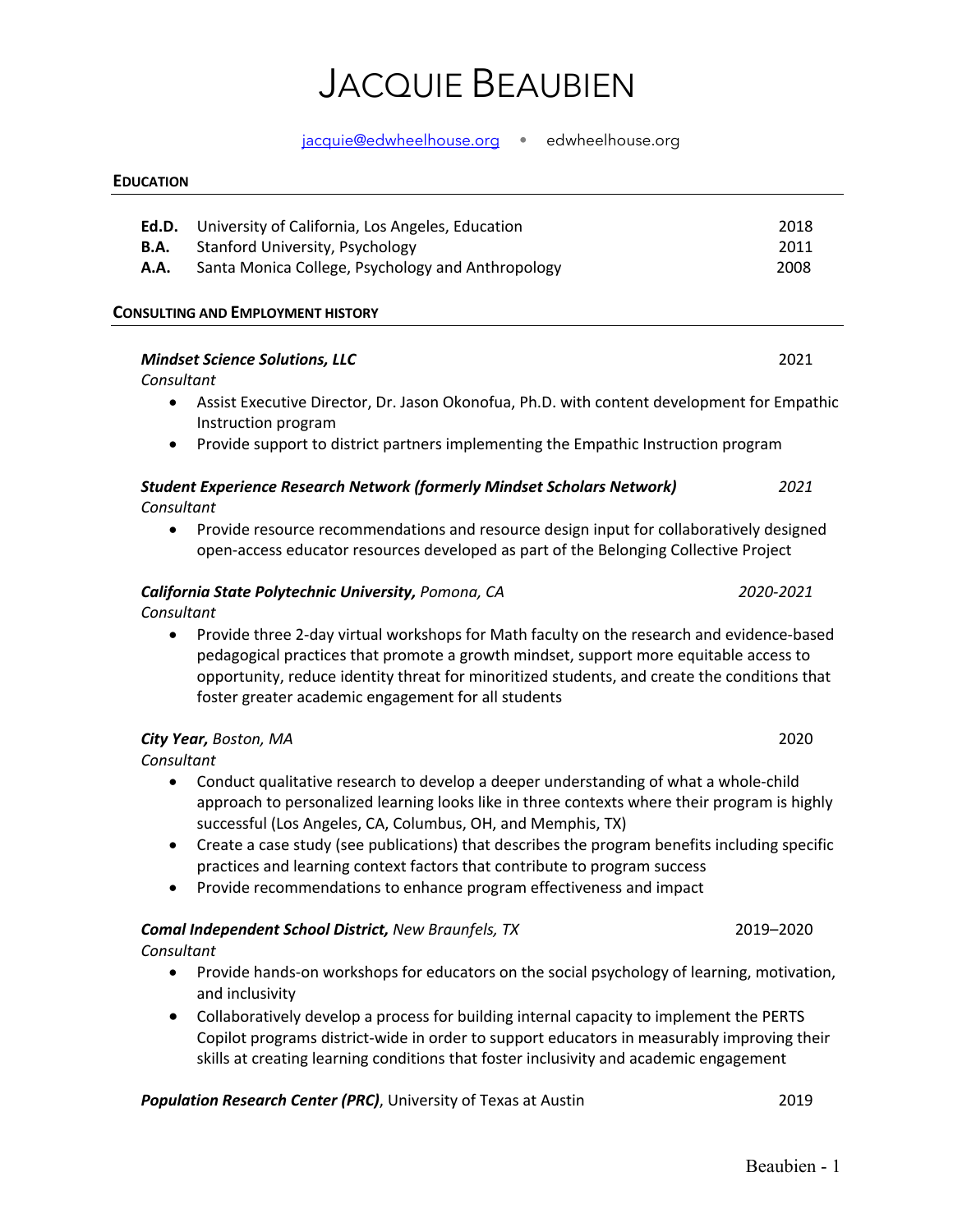# Jacquie Beaubien

jacquie@edwheelhouse.org • edwheelhouse.org

## Education

| | | |
|---|---|---|
| **Ed.D.** | University of California, Los Angeles, Education | 2018 |
| **B.A.** | Stanford University, Psychology | 2011 |
| **A.A.** | Santa Monica College, Psychology and Anthropology | 2008 |

## Consulting and Employment History

***Mindset Science Solutions, LLC*** — 2021
*Consultant*

- Assist Executive Director, Dr. Jason Okonofua, Ph.D. with content development for Empathic Instruction program
- Provide support to district partners implementing the Empathic Instruction program

***Student Experience Research Network (formerly Mindset Scholars Network)*** — *2021*
*Consultant*

- Provide resource recommendations and resource design input for collaboratively designed open-access educator resources developed as part of the Belonging Collective Project

***California State Polytechnic University,*** *Pomona, CA* — *2020-2021*
*Consultant*

- Provide three 2-day virtual workshops for Math faculty on the research and evidence-based pedagogical practices that promote a growth mindset, support more equitable access to opportunity, reduce identity threat for minoritized students, and create the conditions that foster greater academic engagement for all students

***City Year,*** *Boston, MA* — 2020
*Consultant*

- Conduct qualitative research to develop a deeper understanding of what a whole-child approach to personalized learning looks like in three contexts where their program is highly successful (Los Angeles, CA, Columbus, OH, and Memphis, TX)
- Create a case study (see publications) that describes the program benefits including specific practices and learning context factors that contribute to program success
- Provide recommendations to enhance program effectiveness and impact

***Comal Independent School District,*** *New Braunfels, TX* — 2019–2020
*Consultant*

- Provide hands-on workshops for educators on the social psychology of learning, motivation, and inclusivity
- Collaboratively develop a process for building internal capacity to implement the PERTS Copilot programs district-wide in order to support educators in measurably improving their skills at creating learning conditions that foster inclusivity and academic engagement

***Population Research Center (PRC)***, University of Texas at Austin — 2019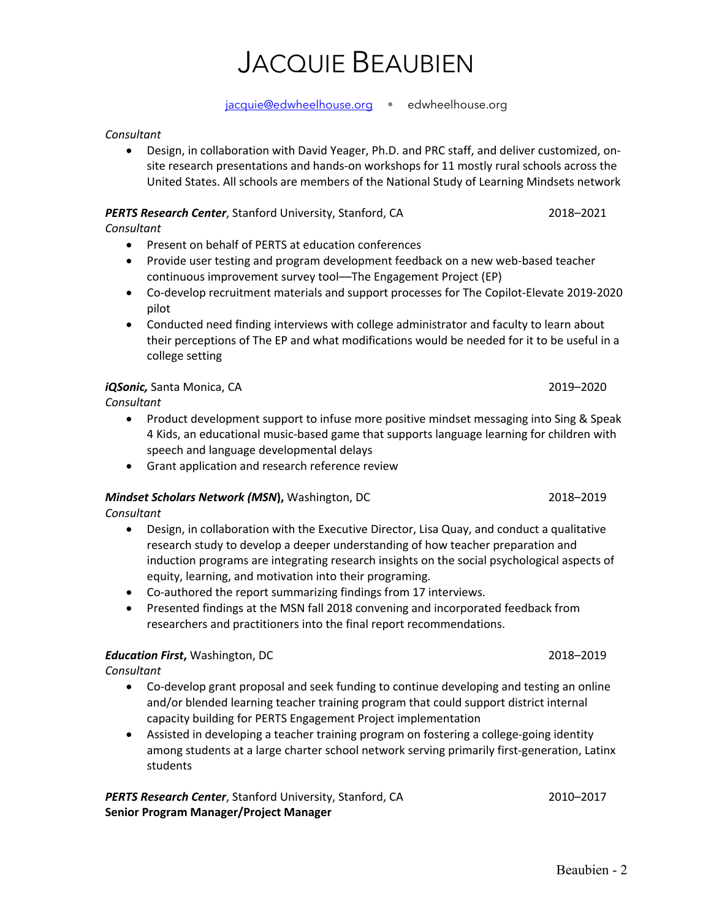# JACQUIE BEAUBIEN

[jacquie@edwheelhouse.org](mailto:jacquie@edwheelhouse.org) • edwheelhouse.org

*Consultant*

- Design, in collaboration with David Yeager, Ph.D. and PRC staff, and deliver customized, on-site research presentations and hands-on workshops for 11 mostly rural schools across the United States. All schools are members of the National Study of Learning Mindsets network

***PERTS Research Center***, Stanford University, Stanford, CA 2018–2021
*Consultant*

- Present on behalf of PERTS at education conferences
- Provide user testing and program development feedback on a new web-based teacher continuous improvement survey tool—The Engagement Project (EP)
- Co-develop recruitment materials and support processes for The Copilot-Elevate 2019-2020 pilot
- Conducted need finding interviews with college administrator and faculty to learn about their perceptions of The EP and what modifications would be needed for it to be useful in a college setting

***iQSonic,*** Santa Monica, CA 2019–2020
*Consultant*

- Product development support to infuse more positive mindset messaging into Sing & Speak 4 Kids, an educational music-based game that supports language learning for children with speech and language developmental delays
- Grant application and research reference review

***Mindset Scholars Network (MSN)*****,** Washington, DC 2018–2019
*Consultant*

- Design, in collaboration with the Executive Director, Lisa Quay, and conduct a qualitative research study to develop a deeper understanding of how teacher preparation and induction programs are integrating research insights on the social psychological aspects of equity, learning, and motivation into their programing.
- Co-authored the report summarizing findings from 17 interviews.
- Presented findings at the MSN fall 2018 convening and incorporated feedback from researchers and practitioners into the final report recommendations.

***Education First*****,** Washington, DC 2018–2019
*Consultant*

- Co-develop grant proposal and seek funding to continue developing and testing an online and/or blended learning teacher training program that could support district internal capacity building for PERTS Engagement Project implementation
- Assisted in developing a teacher training program on fostering a college-going identity among students at a large charter school network serving primarily first-generation, Latinx students

***PERTS Research Center***, Stanford University, Stanford, CA 2010–2017
**Senior Program Manager/Project Manager**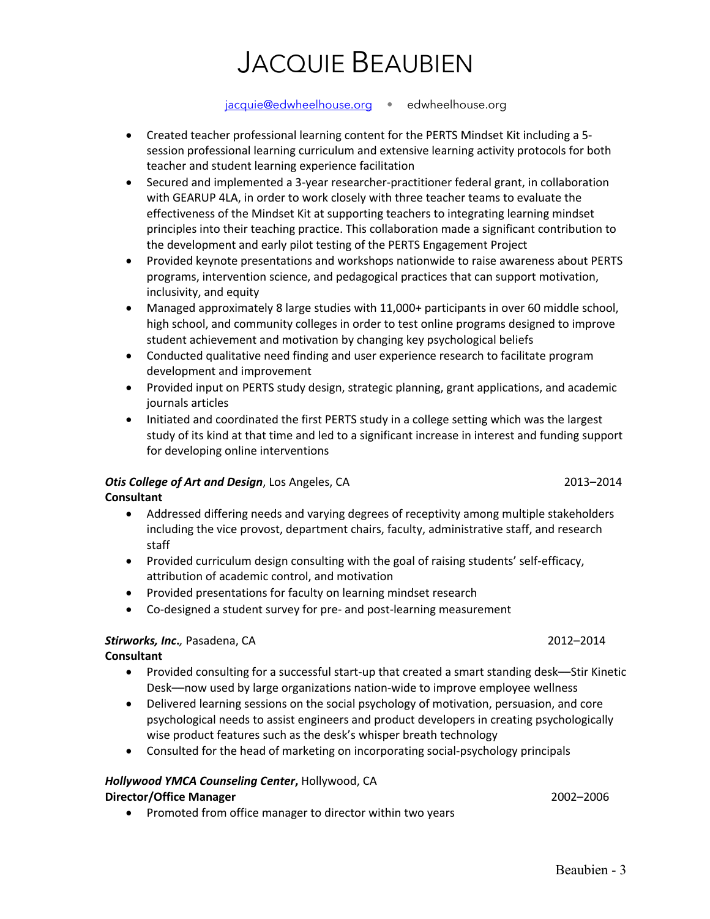# JACQUIE BEAUBIEN

jacquie@edwheelhouse.org • edwheelhouse.org

- Created teacher professional learning content for the PERTS Mindset Kit including a 5-session professional learning curriculum and extensive learning activity protocols for both teacher and student learning experience facilitation
- Secured and implemented a 3-year researcher-practitioner federal grant, in collaboration with GEARUP 4LA, in order to work closely with three teacher teams to evaluate the effectiveness of the Mindset Kit at supporting teachers to integrating learning mindset principles into their teaching practice. This collaboration made a significant contribution to the development and early pilot testing of the PERTS Engagement Project
- Provided keynote presentations and workshops nationwide to raise awareness about PERTS programs, intervention science, and pedagogical practices that can support motivation, inclusivity, and equity
- Managed approximately 8 large studies with 11,000+ participants in over 60 middle school, high school, and community colleges in order to test online programs designed to improve student achievement and motivation by changing key psychological beliefs
- Conducted qualitative need finding and user experience research to facilitate program development and improvement
- Provided input on PERTS study design, strategic planning, grant applications, and academic journals articles
- Initiated and coordinated the first PERTS study in a college setting which was the largest study of its kind at that time and led to a significant increase in interest and funding support for developing online interventions

***Otis College of Art and Design***, Los Angeles, CA 2013–2014
**Consultant**

- Addressed differing needs and varying degrees of receptivity among multiple stakeholders including the vice provost, department chairs, faculty, administrative staff, and research staff
- Provided curriculum design consulting with the goal of raising students' self-efficacy, attribution of academic control, and motivation
- Provided presentations for faculty on learning mindset research
- Co-designed a student survey for pre- and post-learning measurement

***Stirworks, Inc.,*** Pasadena, CA 2012–2014
**Consultant**

- Provided consulting for a successful start-up that created a smart standing desk—Stir Kinetic Desk—now used by large organizations nation-wide to improve employee wellness
- Delivered learning sessions on the social psychology of motivation, persuasion, and core psychological needs to assist engineers and product developers in creating psychologically wise product features such as the desk's whisper breath technology
- Consulted for the head of marketing on incorporating social-psychology principals

***Hollywood YMCA Counseling Center***, Hollywood, CA
**Director/Office Manager** 2002–2006

- Promoted from office manager to director within two years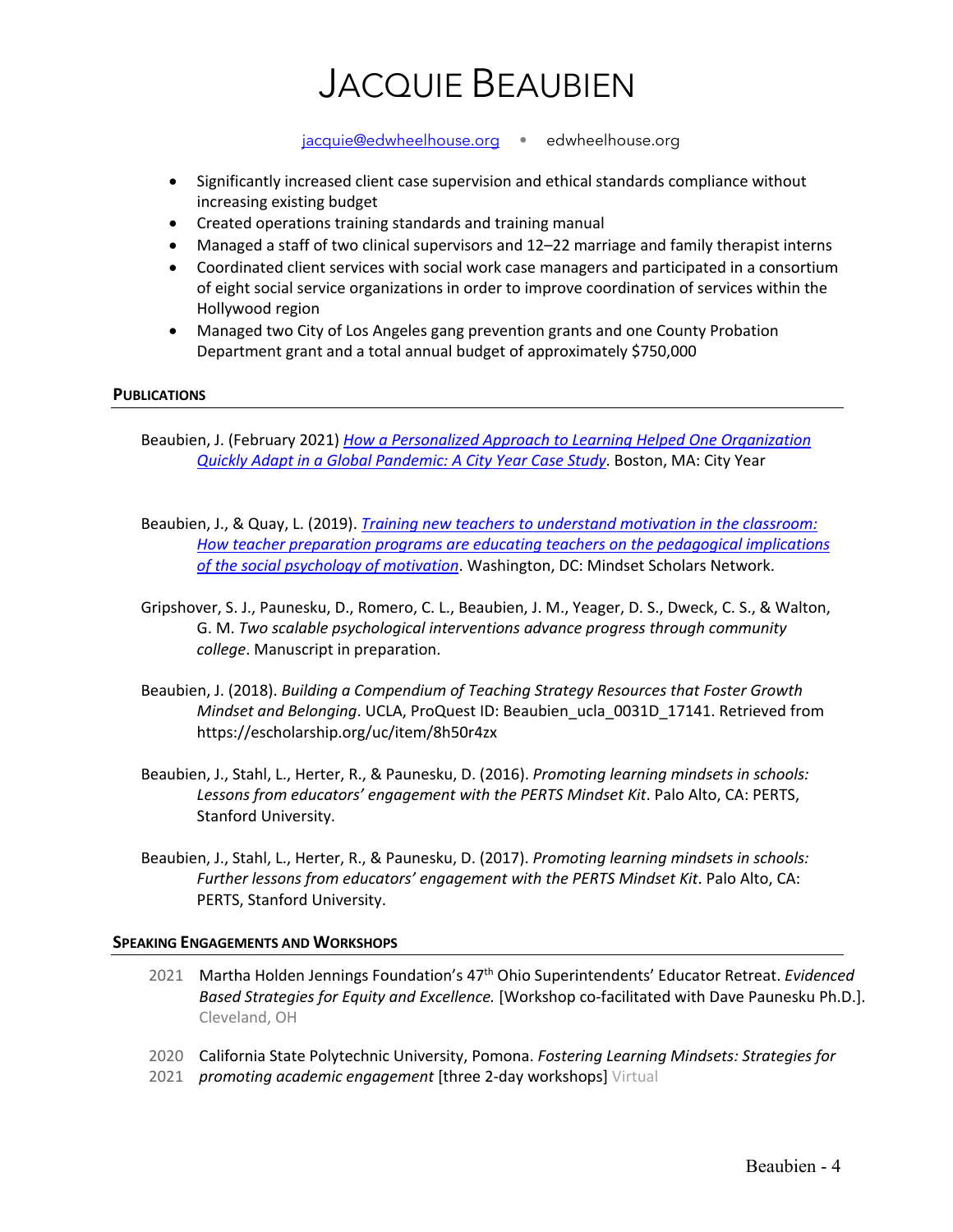# Jacquie Beaubien

jacquie@edwheelhouse.org • edwheelhouse.org

- Significantly increased client case supervision and ethical standards compliance without increasing existing budget
- Created operations training standards and training manual
- Managed a staff of two clinical supervisors and 12–22 marriage and family therapist interns
- Coordinated client services with social work case managers and participated in a consortium of eight social service organizations in order to improve coordination of services within the Hollywood region
- Managed two City of Los Angeles gang prevention grants and one County Probation Department grant and a total annual budget of approximately $750,000

## Publications

Beaubien, J. (February 2021) *How a Personalized Approach to Learning Helped One Organization Quickly Adapt in a Global Pandemic: A City Year Case Study*. Boston, MA: City Year

Beaubien, J., & Quay, L. (2019). *Training new teachers to understand motivation in the classroom: How teacher preparation programs are educating teachers on the pedagogical implications of the social psychology of motivation*. Washington, DC: Mindset Scholars Network.

Gripshover, S. J., Paunesku, D., Romero, C. L., Beaubien, J. M., Yeager, D. S., Dweck, C. S., & Walton, G. M. *Two scalable psychological interventions advance progress through community college*. Manuscript in preparation.

Beaubien, J. (2018). *Building a Compendium of Teaching Strategy Resources that Foster Growth Mindset and Belonging*. UCLA, ProQuest ID: Beaubien_ucla_0031D_17141. Retrieved from https://escholarship.org/uc/item/8h50r4zx

Beaubien, J., Stahl, L., Herter, R., & Paunesku, D. (2016). *Promoting learning mindsets in schools: Lessons from educators' engagement with the PERTS Mindset Kit*. Palo Alto, CA: PERTS, Stanford University.

Beaubien, J., Stahl, L., Herter, R., & Paunesku, D. (2017). *Promoting learning mindsets in schools: Further lessons from educators' engagement with the PERTS Mindset Kit*. Palo Alto, CA: PERTS, Stanford University.

## Speaking Engagements and Workshops

2021 Martha Holden Jennings Foundation's 47th Ohio Superintendents' Educator Retreat. *Evidenced Based Strategies for Equity and Excellence.* [Workshop co-facilitated with Dave Paunesku Ph.D.]. Cleveland, OH

2020 2021 California State Polytechnic University, Pomona. *Fostering Learning Mindsets: Strategies for promoting academic engagement* [three 2-day workshops] Virtual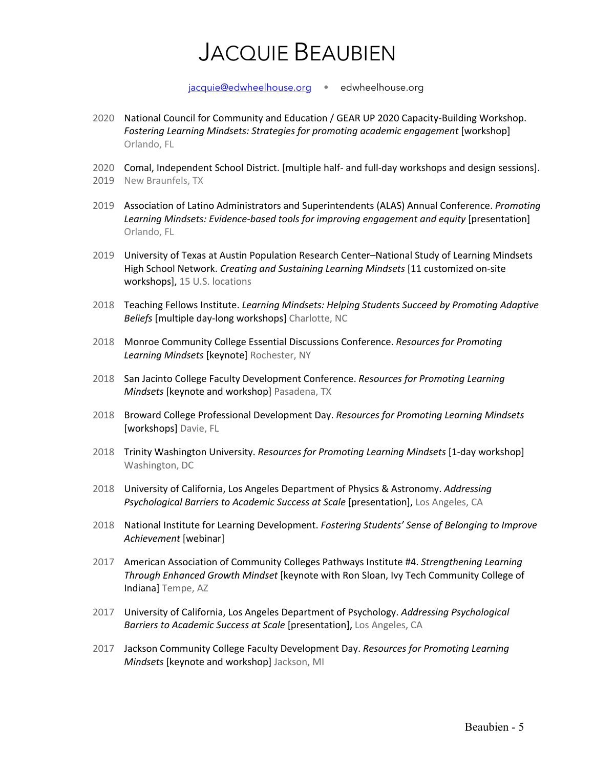# JACQUIE BEAUBIEN

jacquie@edwheelhouse.org • edwheelhouse.org

2020 National Council for Community and Education / GEAR UP 2020 Capacity-Building Workshop. *Fostering Learning Mindsets: Strategies for promoting academic engagement* [workshop] Orlando, FL

2020
2019 Comal, Independent School District. [multiple half- and full-day workshops and design sessions]. New Braunfels, TX

2019 Association of Latino Administrators and Superintendents (ALAS) Annual Conference. *Promoting Learning Mindsets: Evidence-based tools for improving engagement and equity* [presentation] Orlando, FL

2019 University of Texas at Austin Population Research Center–National Study of Learning Mindsets High School Network. *Creating and Sustaining Learning Mindsets* [11 customized on-site workshops], 15 U.S. locations

2018 Teaching Fellows Institute. *Learning Mindsets: Helping Students Succeed by Promoting Adaptive Beliefs* [multiple day-long workshops] Charlotte, NC

2018 Monroe Community College Essential Discussions Conference. *Resources for Promoting Learning Mindsets* [keynote] Rochester, NY

2018 San Jacinto College Faculty Development Conference. *Resources for Promoting Learning Mindsets* [keynote and workshop] Pasadena, TX

2018 Broward College Professional Development Day. *Resources for Promoting Learning Mindsets* [workshops] Davie, FL

2018 Trinity Washington University. *Resources for Promoting Learning Mindsets* [1-day workshop] Washington, DC

2018 University of California, Los Angeles Department of Physics & Astronomy. *Addressing Psychological Barriers to Academic Success at Scale* [presentation], Los Angeles, CA

2018 National Institute for Learning Development. *Fostering Students' Sense of Belonging to Improve Achievement* [webinar]

2017 American Association of Community Colleges Pathways Institute #4. *Strengthening Learning Through Enhanced Growth Mindset* [keynote with Ron Sloan, Ivy Tech Community College of Indiana] Tempe, AZ

2017 University of California, Los Angeles Department of Psychology. *Addressing Psychological Barriers to Academic Success at Scale* [presentation], Los Angeles, CA

2017 Jackson Community College Faculty Development Day. *Resources for Promoting Learning Mindsets* [keynote and workshop] Jackson, MI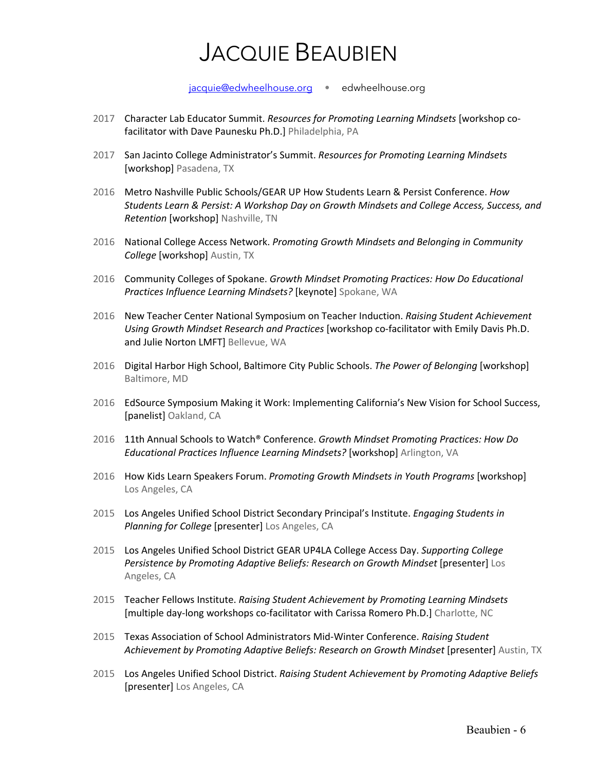# JACQUIE BEAUBIEN

jacquie@edwheelhouse.org • edwheelhouse.org

2017 Character Lab Educator Summit. *Resources for Promoting Learning Mindsets* [workshop co-facilitator with Dave Paunesku Ph.D.] Philadelphia, PA

2017 San Jacinto College Administrator's Summit. *Resources for Promoting Learning Mindsets* [workshop] Pasadena, TX

2016 Metro Nashville Public Schools/GEAR UP How Students Learn & Persist Conference. *How Students Learn & Persist: A Workshop Day on Growth Mindsets and College Access, Success, and Retention* [workshop] Nashville, TN

2016 National College Access Network. *Promoting Growth Mindsets and Belonging in Community College* [workshop] Austin, TX

2016 Community Colleges of Spokane. *Growth Mindset Promoting Practices: How Do Educational Practices Influence Learning Mindsets?* [keynote] Spokane, WA

2016 New Teacher Center National Symposium on Teacher Induction. *Raising Student Achievement Using Growth Mindset Research and Practices* [workshop co-facilitator with Emily Davis Ph.D. and Julie Norton LMFT] Bellevue, WA

2016 Digital Harbor High School, Baltimore City Public Schools. *The Power of Belonging* [workshop] Baltimore, MD

2016 EdSource Symposium Making it Work: Implementing California's New Vision for School Success, [panelist] Oakland, CA

2016 11th Annual Schools to Watch® Conference. *Growth Mindset Promoting Practices: How Do Educational Practices Influence Learning Mindsets?* [workshop] Arlington, VA

2016 How Kids Learn Speakers Forum. *Promoting Growth Mindsets in Youth Programs* [workshop] Los Angeles, CA

2015 Los Angeles Unified School District Secondary Principal's Institute. *Engaging Students in Planning for College* [presenter] Los Angeles, CA

2015 Los Angeles Unified School District GEAR UP4LA College Access Day. *Supporting College Persistence by Promoting Adaptive Beliefs: Research on Growth Mindset* [presenter] Los Angeles, CA

2015 Teacher Fellows Institute. *Raising Student Achievement by Promoting Learning Mindsets* [multiple day-long workshops co-facilitator with Carissa Romero Ph.D.] Charlotte, NC

2015 Texas Association of School Administrators Mid-Winter Conference. *Raising Student Achievement by Promoting Adaptive Beliefs: Research on Growth Mindset* [presenter] Austin, TX

2015 Los Angeles Unified School District. *Raising Student Achievement by Promoting Adaptive Beliefs* [presenter] Los Angeles, CA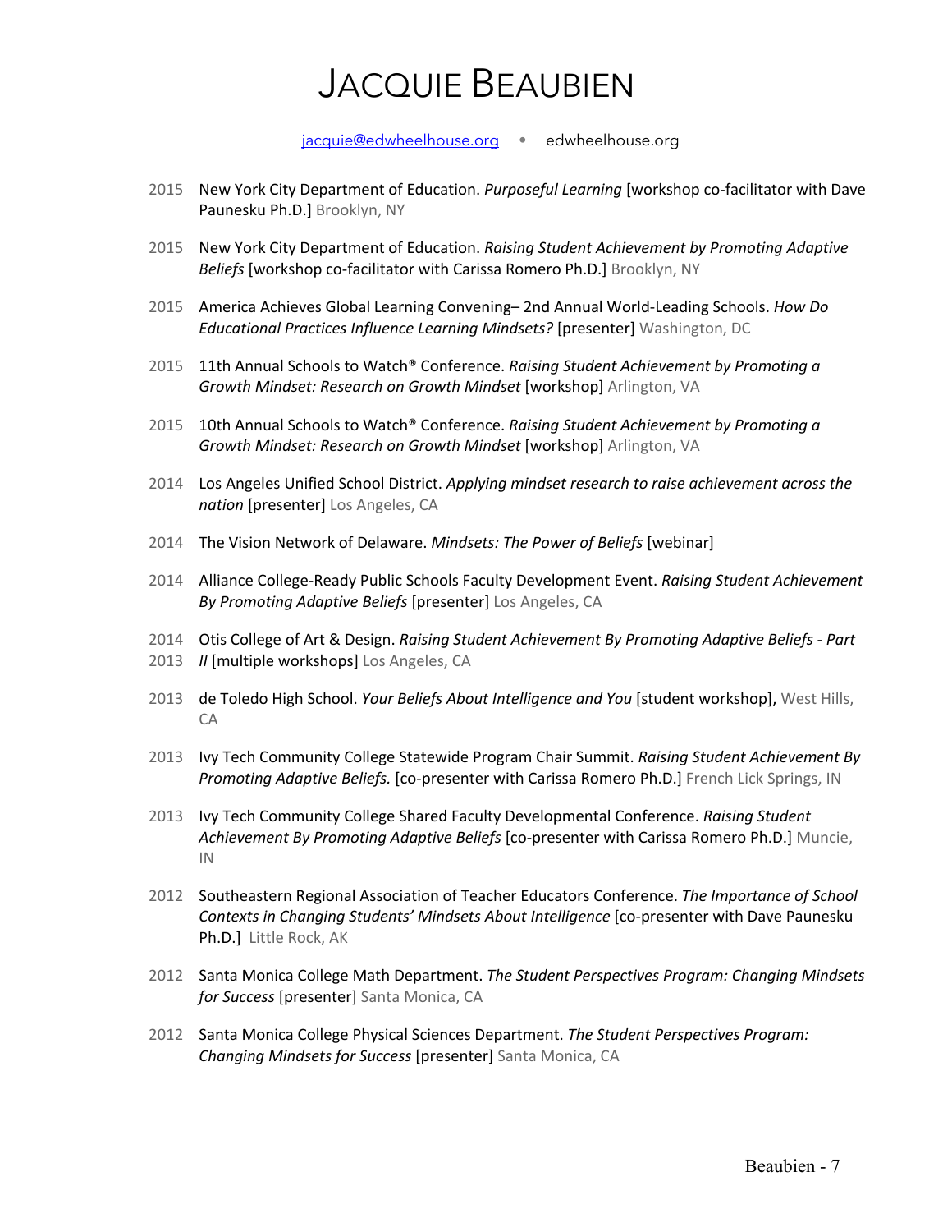# Jacquie Beaubien

jacquie@edwheelhouse.org • edwheelhouse.org

2015 New York City Department of Education. *Purposeful Learning* [workshop co-facilitator with Dave Paunesku Ph.D.] Brooklyn, NY

2015 New York City Department of Education. *Raising Student Achievement by Promoting Adaptive Beliefs* [workshop co-facilitator with Carissa Romero Ph.D.] Brooklyn, NY

2015 America Achieves Global Learning Convening– 2nd Annual World-Leading Schools. *How Do Educational Practices Influence Learning Mindsets?* [presenter] Washington, DC

2015 11th Annual Schools to Watch® Conference. *Raising Student Achievement by Promoting a Growth Mindset: Research on Growth Mindset* [workshop] Arlington, VA

2015 10th Annual Schools to Watch® Conference. *Raising Student Achievement by Promoting a Growth Mindset: Research on Growth Mindset* [workshop] Arlington, VA

2014 Los Angeles Unified School District. *Applying mindset research to raise achievement across the nation* [presenter] Los Angeles, CA

2014 The Vision Network of Delaware. *Mindsets: The Power of Beliefs* [webinar]

2014 Alliance College-Ready Public Schools Faculty Development Event. *Raising Student Achievement By Promoting Adaptive Beliefs* [presenter] Los Angeles, CA

2014 2013 Otis College of Art & Design. *Raising Student Achievement By Promoting Adaptive Beliefs - Part II* [multiple workshops] Los Angeles, CA

2013 de Toledo High School. *Your Beliefs About Intelligence and You* [student workshop], West Hills, CA

2013 Ivy Tech Community College Statewide Program Chair Summit. *Raising Student Achievement By Promoting Adaptive Beliefs.* [co-presenter with Carissa Romero Ph.D.] French Lick Springs, IN

2013 Ivy Tech Community College Shared Faculty Developmental Conference. *Raising Student Achievement By Promoting Adaptive Beliefs* [co-presenter with Carissa Romero Ph.D.] Muncie, IN

2012 Southeastern Regional Association of Teacher Educators Conference. *The Importance of School Contexts in Changing Students' Mindsets About Intelligence* [co-presenter with Dave Paunesku Ph.D.] Little Rock, AK

2012 Santa Monica College Math Department. *The Student Perspectives Program: Changing Mindsets for Success* [presenter] Santa Monica, CA

2012 Santa Monica College Physical Sciences Department. *The Student Perspectives Program: Changing Mindsets for Success* [presenter] Santa Monica, CA